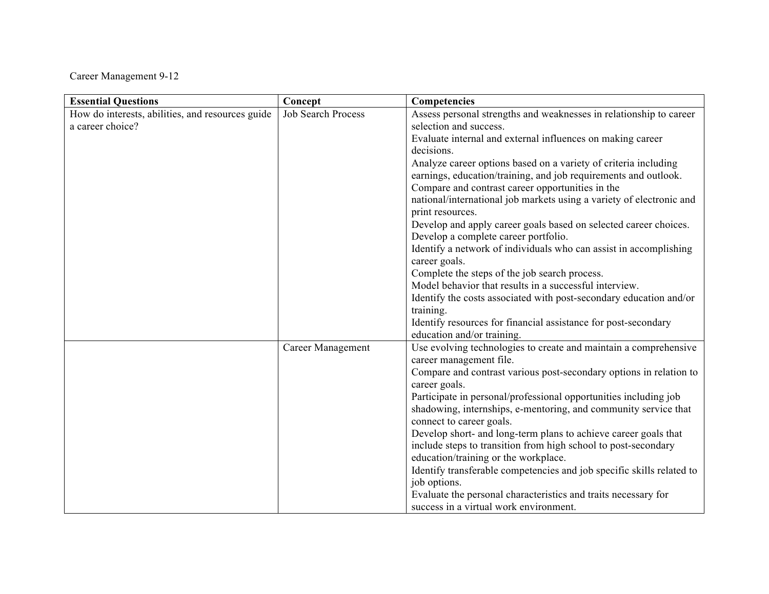Career Management 9-12

| Essential Questions | Concept | Competencies |
|---|---|---|
| How do interests, abilities, and resources guide a career choice? | Job Search Process | Assess personal strengths and weaknesses in relationship to career selection and success.<br>Evaluate internal and external influences on making career decisions.<br>Analyze career options based on a variety of criteria including earnings, education/training, and job requirements and outlook.<br>Compare and contrast career opportunities in the national/international job markets using a variety of electronic and print resources.<br>Develop and apply career goals based on selected career choices.<br>Develop a complete career portfolio.<br>Identify a network of individuals who can assist in accomplishing career goals.<br>Complete the steps of the job search process.<br>Model behavior that results in a successful interview.<br>Identify the costs associated with post-secondary education and/or training.<br>Identify resources for financial assistance for post-secondary education and/or training. |
| | Career Management | Use evolving technologies to create and maintain a comprehensive career management file.<br>Compare and contrast various post-secondary options in relation to career goals.<br>Participate in personal/professional opportunities including job shadowing, internships, e-mentoring, and community service that connect to career goals.<br>Develop short- and long-term plans to achieve career goals that include steps to transition from high school to post-secondary education/training or the workplace.<br>Identify transferable competencies and job specific skills related to job options.<br>Evaluate the personal characteristics and traits necessary for success in a virtual work environment. |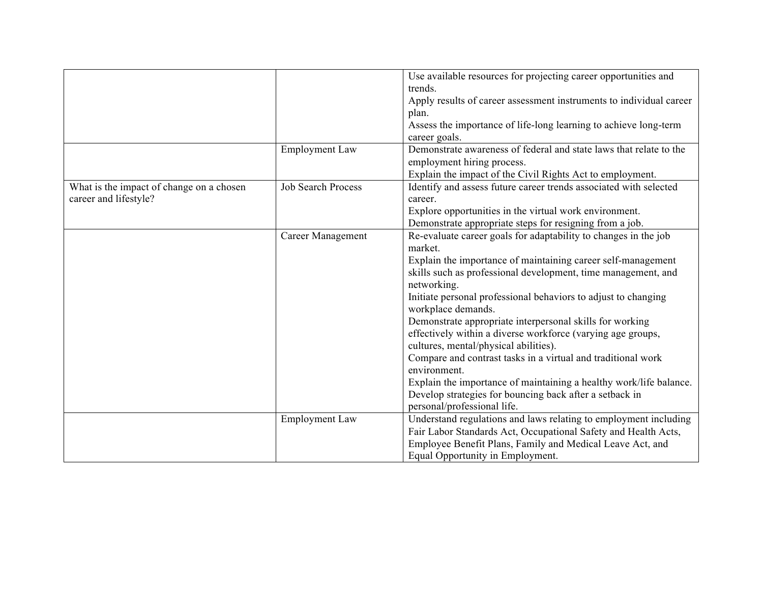| | | |
|---|---|---|
| | | Use available resources for projecting career opportunities and trends.<br>Apply results of career assessment instruments to individual career plan.<br>Assess the importance of life-long learning to achieve long-term career goals. |
| | Employment Law | Demonstrate awareness of federal and state laws that relate to the employment hiring process.<br>Explain the impact of the Civil Rights Act to employment. |
| What is the impact of change on a chosen career and lifestyle? | Job Search Process | Identify and assess future career trends associated with selected career.<br>Explore opportunities in the virtual work environment.<br>Demonstrate appropriate steps for resigning from a job. |
| | Career Management | Re-evaluate career goals for adaptability to changes in the job market.<br>Explain the importance of maintaining career self-management skills such as professional development, time management, and networking.<br>Initiate personal professional behaviors to adjust to changing workplace demands.<br>Demonstrate appropriate interpersonal skills for working effectively within a diverse workforce (varying age groups, cultures, mental/physical abilities).<br>Compare and contrast tasks in a virtual and traditional work environment.<br>Explain the importance of maintaining a healthy work/life balance.<br>Develop strategies for bouncing back after a setback in personal/professional life. |
| | Employment Law | Understand regulations and laws relating to employment including Fair Labor Standards Act, Occupational Safety and Health Acts, Employee Benefit Plans, Family and Medical Leave Act, and Equal Opportunity in Employment. |